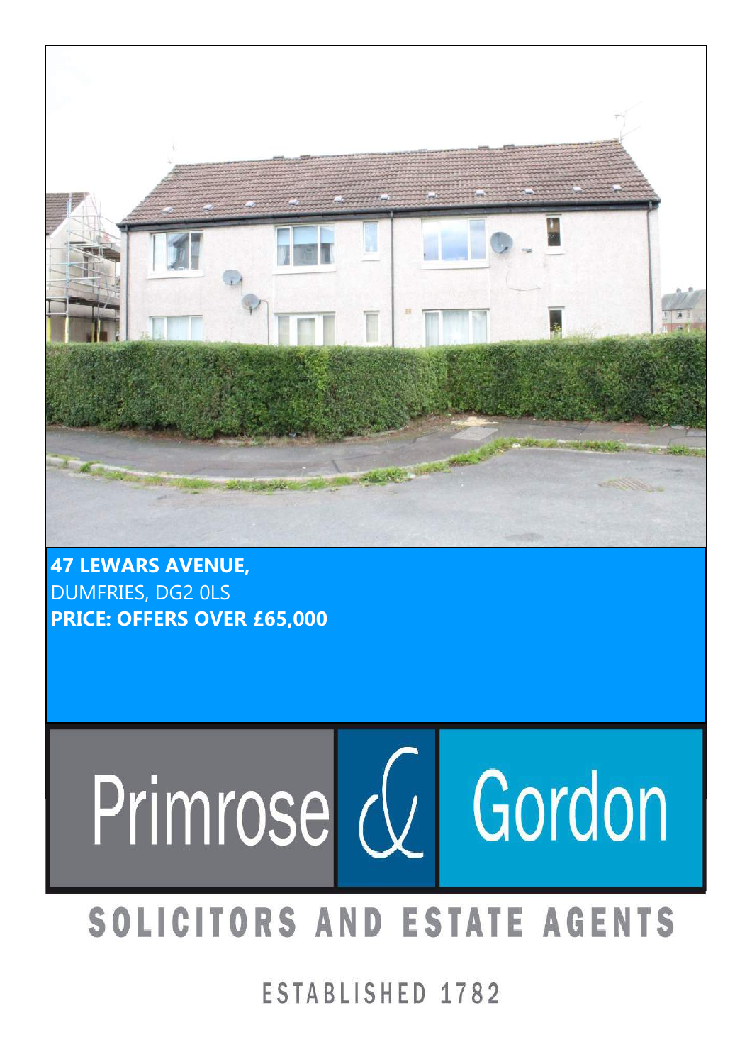**47 LEWARS AVENUE,**
DUMFRIES, DG2 0LS
**PRICE: OFFERS OVER £65,000**

Primrose & Gordon

SOLICITORS AND ESTATE AGENTS

ESTABLISHED 1782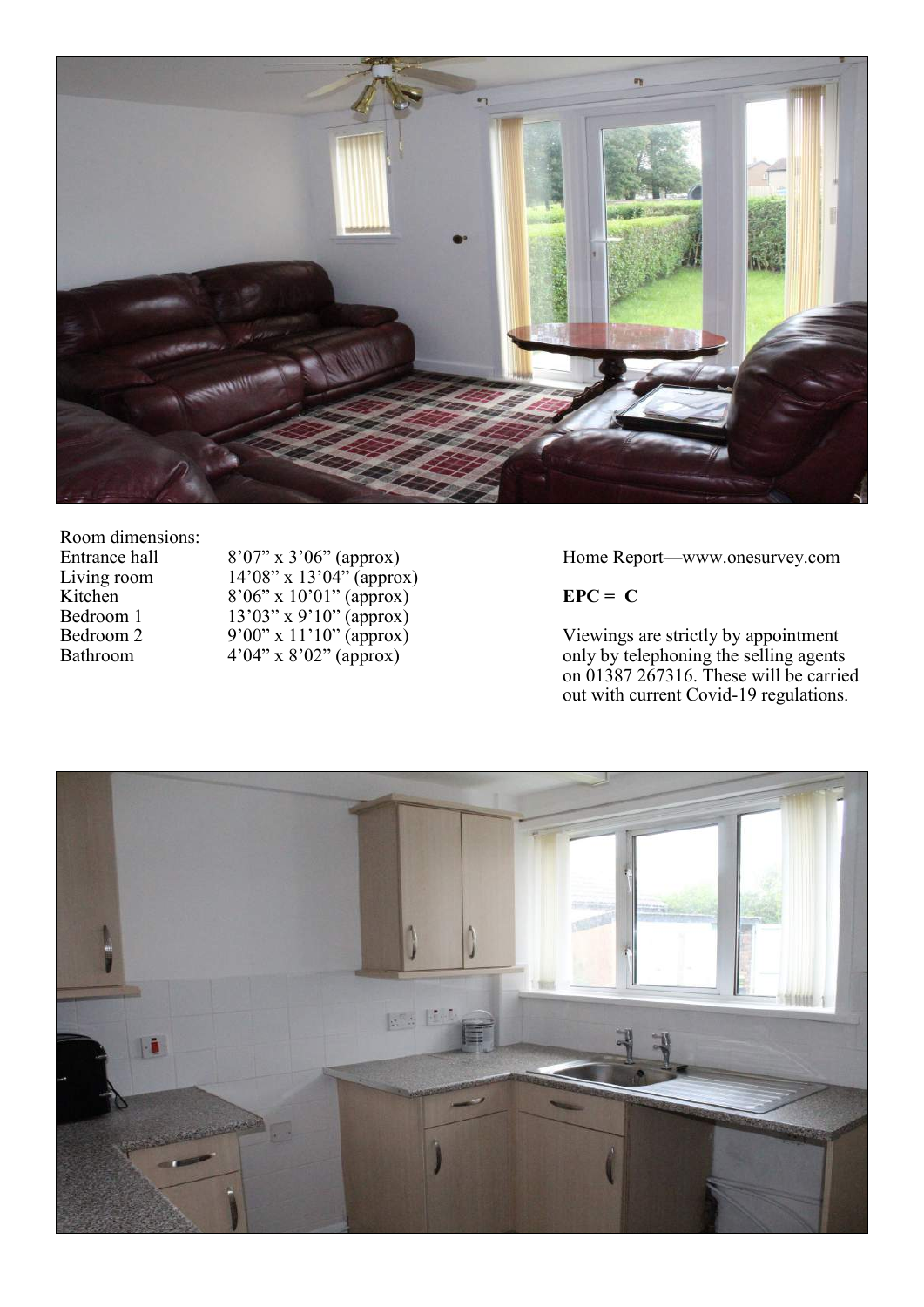Room dimensions:

| | |
|---|---|
| Entrance hall | 8'07" x 3'06" (approx) |
| Living room | 14'08" x 13'04" (approx) |
| Kitchen | 8'06" x 10'01" (approx) |
| Bedroom 1 | 13'03" x 9'10" (approx) |
| Bedroom 2 | 9'00" x 11'10" (approx) |
| Bathroom | 4'04" x 8'02" (approx) |

Home Report—www.onesurvey.com

**EPC = C**

Viewings are strictly by appointment only by telephoning the selling agents on 01387 267316. These will be carried out with current Covid-19 regulations.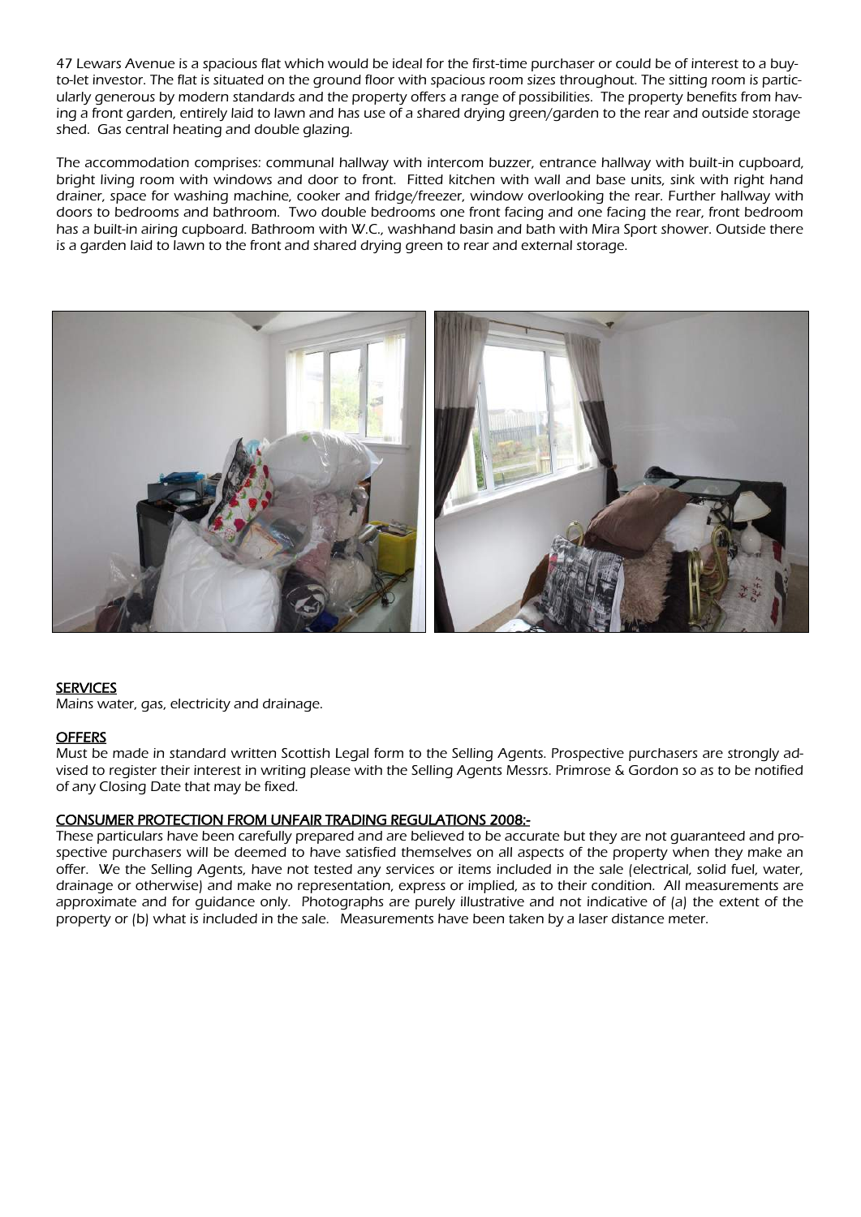47 Lewars Avenue is a spacious flat which would be ideal for the first-time purchaser or could be of interest to a buy-to-let investor. The flat is situated on the ground floor with spacious room sizes throughout. The sitting room is particularly generous by modern standards and the property offers a range of possibilities. The property benefits from having a front garden, entirely laid to lawn and has use of a shared drying green/garden to the rear and outside storage shed. Gas central heating and double glazing.

The accommodation comprises: communal hallway with intercom buzzer, entrance hallway with built-in cupboard, bright living room with windows and door to front. Fitted kitchen with wall and base units, sink with right hand drainer, space for washing machine, cooker and fridge/freezer, window overlooking the rear. Further hallway with doors to bedrooms and bathroom. Two double bedrooms one front facing and one facing the rear, front bedroom has a built-in airing cupboard. Bathroom with W.C., washhand basin and bath with Mira Sport shower. Outside there is a garden laid to lawn to the front and shared drying green to rear and external storage.

## SERVICES

Mains water, gas, electricity and drainage.

## OFFERS

Must be made in standard written Scottish Legal form to the Selling Agents. Prospective purchasers are strongly advised to register their interest in writing please with the Selling Agents Messrs. Primrose & Gordon so as to be notified of any Closing Date that may be fixed.

## CONSUMER PROTECTION FROM UNFAIR TRADING REGULATIONS 2008:-

These particulars have been carefully prepared and are believed to be accurate but they are not guaranteed and prospective purchasers will be deemed to have satisfied themselves on all aspects of the property when they make an offer. We the Selling Agents, have not tested any services or items included in the sale (electrical, solid fuel, water, drainage or otherwise) and make no representation, express or implied, as to their condition. All measurements are approximate and for guidance only. Photographs are purely illustrative and not indicative of (a) the extent of the property or (b) what is included in the sale. Measurements have been taken by a laser distance meter.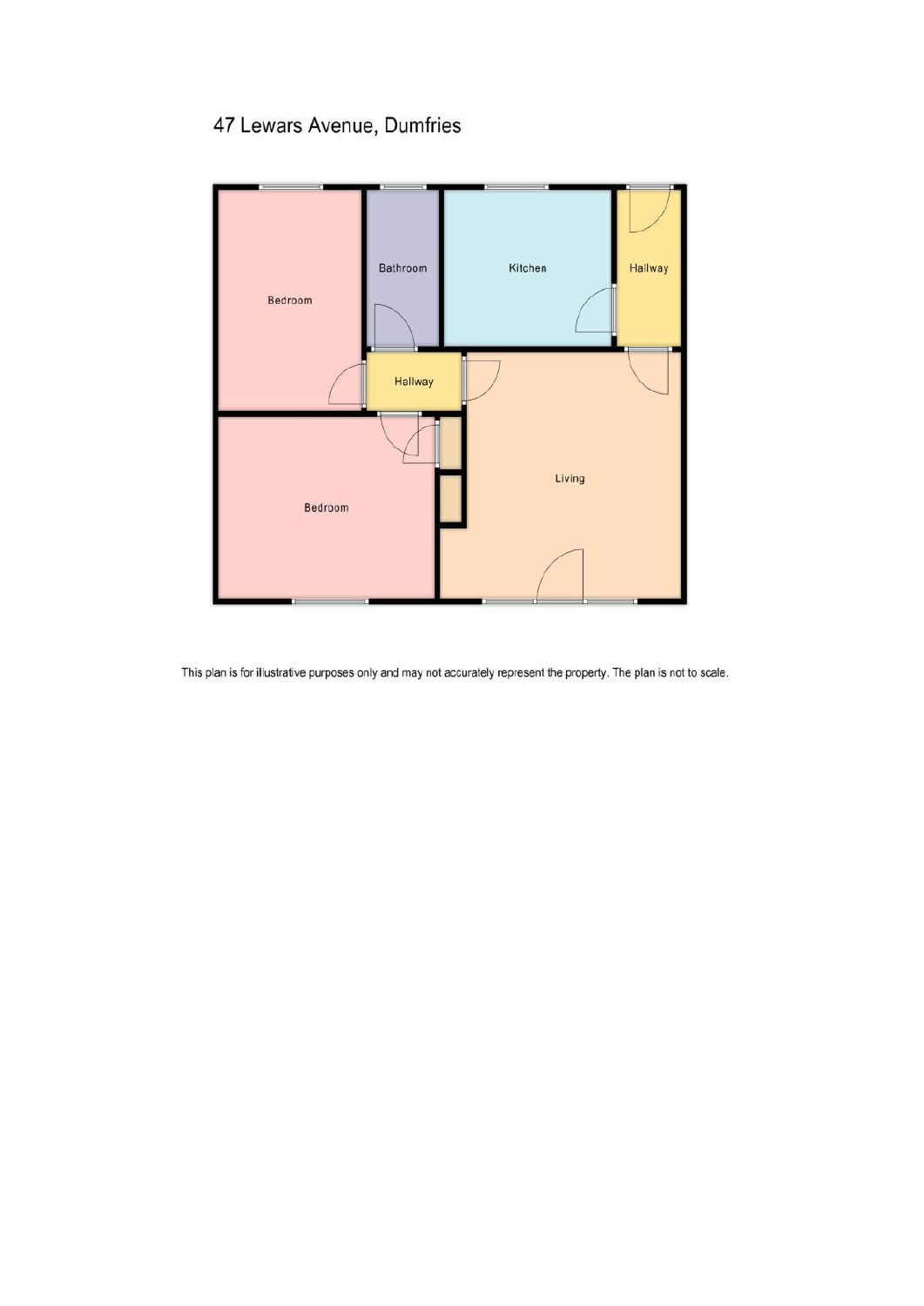# 47 Lewars Avenue, Dumfries

Bedroom

Bathroom

Kitchen

Hallway

Hallway

Living

Bedroom

This plan is for illustrative purposes only and may not accurately represent the property. The plan is not to scale.